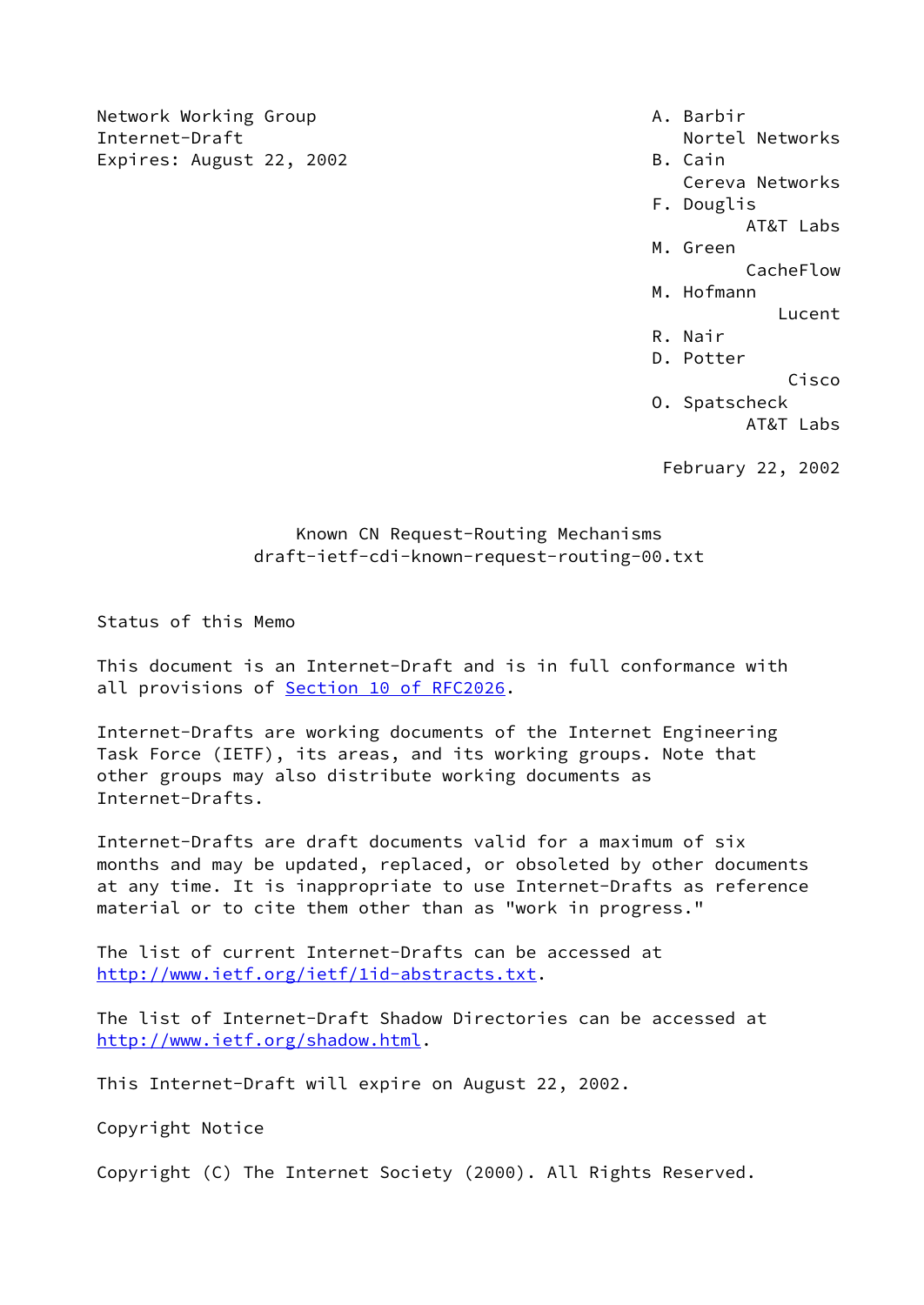Network Working Group
Internet-Draft
Expires: August 22, 2002

A. Barbir
Nortel Networks
B. Cain
Cereva Networks
F. Douglis
AT&T Labs
M. Green
CacheFlow
M. Hofmann
Lucent
R. Nair
D. Potter
Cisco
O. Spatscheck
AT&T Labs

February 22, 2002

# Known CN Request-Routing Mechanisms
draft-ietf-cdi-known-request-routing-00.txt

## Status of this Memo

This document is an Internet-Draft and is in full conformance with all provisions of Section 10 of RFC2026.

Internet-Drafts are working documents of the Internet Engineering Task Force (IETF), its areas, and its working groups. Note that other groups may also distribute working documents as Internet-Drafts.

Internet-Drafts are draft documents valid for a maximum of six months and may be updated, replaced, or obsoleted by other documents at any time. It is inappropriate to use Internet-Drafts as reference material or to cite them other than as "work in progress."

The list of current Internet-Drafts can be accessed at http://www.ietf.org/ietf/1id-abstracts.txt.

The list of Internet-Draft Shadow Directories can be accessed at http://www.ietf.org/shadow.html.

This Internet-Draft will expire on August 22, 2002.

## Copyright Notice

Copyright (C) The Internet Society (2000). All Rights Reserved.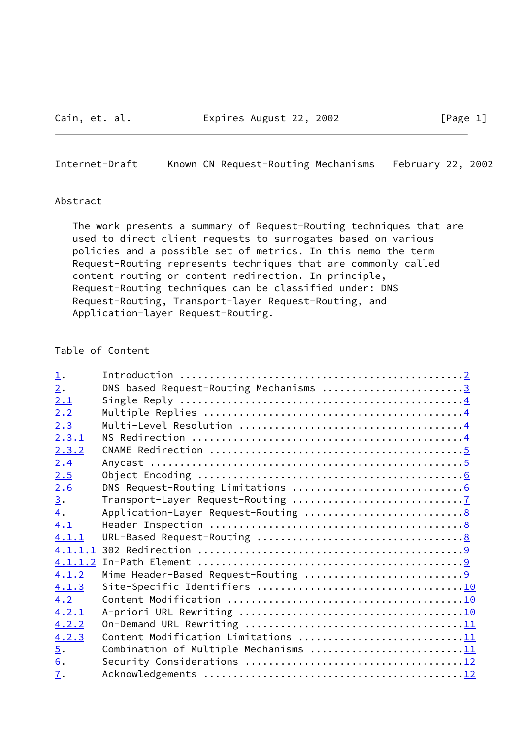## Abstract

The work presents a summary of Request-Routing techniques that are used to direct client requests to surrogates based on various policies and a possible set of metrics. In this memo the term Request-Routing represents techniques that are commonly called content routing or content redirection. In principle, Request-Routing techniques can be classified under: DNS Request-Routing, Transport-layer Request-Routing, and Application-layer Request-Routing.

## Table of Content

```
1.       Introduction ................................................2
2.       DNS based Request-Routing Mechanisms ........................3
2.1      Single Reply ................................................4
2.2      Multiple Replies ............................................4
2.3      Multi-Level Resolution ......................................4
2.3.1    NS Redirection ..............................................4
2.3.2    CNAME Redirection ...........................................5
2.4      Anycast .....................................................5
2.5      Object Encoding .............................................6
2.6      DNS Request-Routing Limitations .............................6
3.       Transport-Layer Request-Routing .............................7
4.       Application-Layer Request-Routing ...........................8
4.1      Header Inspection ...........................................8
4.1.1    URL-Based Request-Routing ...................................8
4.1.1.1  302 Redirection .............................................9
4.1.1.2  In-Path Element .............................................9
4.1.2    Mime Header-Based Request-Routing ...........................9
4.1.3    Site-Specific Identifiers ..................................10
4.2      Content Modification .......................................10
4.2.1    A-priori URL Rewriting .....................................10
4.2.2    On-Demand URL Rewriting ....................................11
4.2.3    Content Modification Limitations ...........................11
5.       Combination of Multiple Mechanisms .........................11
6.       Security Considerations ....................................12
7.       Acknowledgements ...........................................12
```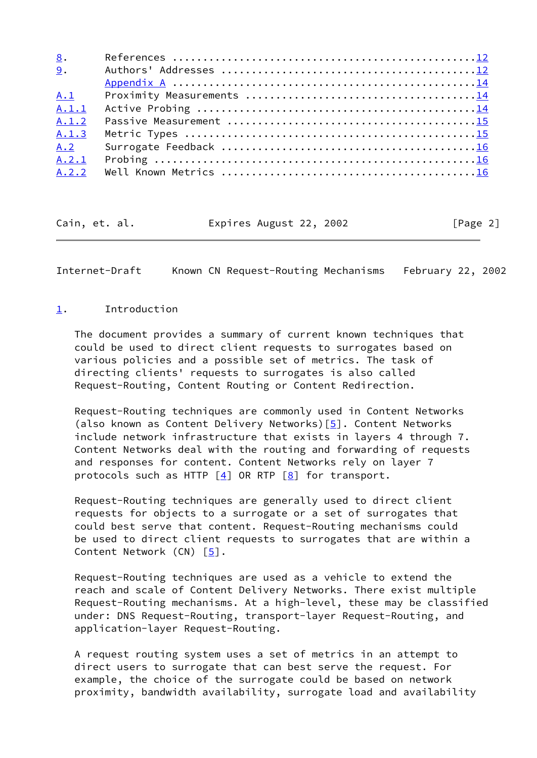| | | |
|---|---|---|
| 8. | References | 12 |
| 9. | Authors' Addresses | 12 |
| | Appendix A | 14 |
| A.1 | Proximity Measurements | 14 |
| A.1.1 | Active Probing | 14 |
| A.1.2 | Passive Measurement | 15 |
| A.1.3 | Metric Types | 15 |
| A.2 | Surrogate Feedback | 16 |
| A.2.1 | Probing | 16 |
| A.2.2 | Well Known Metrics | 16 |

## 1. Introduction

The document provides a summary of current known techniques that could be used to direct client requests to surrogates based on various policies and a possible set of metrics. The task of directing clients' requests to surrogates is also called Request-Routing, Content Routing or Content Redirection.

Request-Routing techniques are commonly used in Content Networks (also known as Content Delivery Networks)[5]. Content Networks include network infrastructure that exists in layers 4 through 7. Content Networks deal with the routing and forwarding of requests and responses for content. Content Networks rely on layer 7 protocols such as HTTP [4] OR RTP [8] for transport.

Request-Routing techniques are generally used to direct client requests for objects to a surrogate or a set of surrogates that could best serve that content. Request-Routing mechanisms could be used to direct client requests to surrogates that are within a Content Network (CN) [5].

Request-Routing techniques are used as a vehicle to extend the reach and scale of Content Delivery Networks. There exist multiple Request-Routing mechanisms. At a high-level, these may be classified under: DNS Request-Routing, transport-layer Request-Routing, and application-layer Request-Routing.

A request routing system uses a set of metrics in an attempt to direct users to surrogate that can best serve the request. For example, the choice of the surrogate could be based on network proximity, bandwidth availability, surrogate load and availability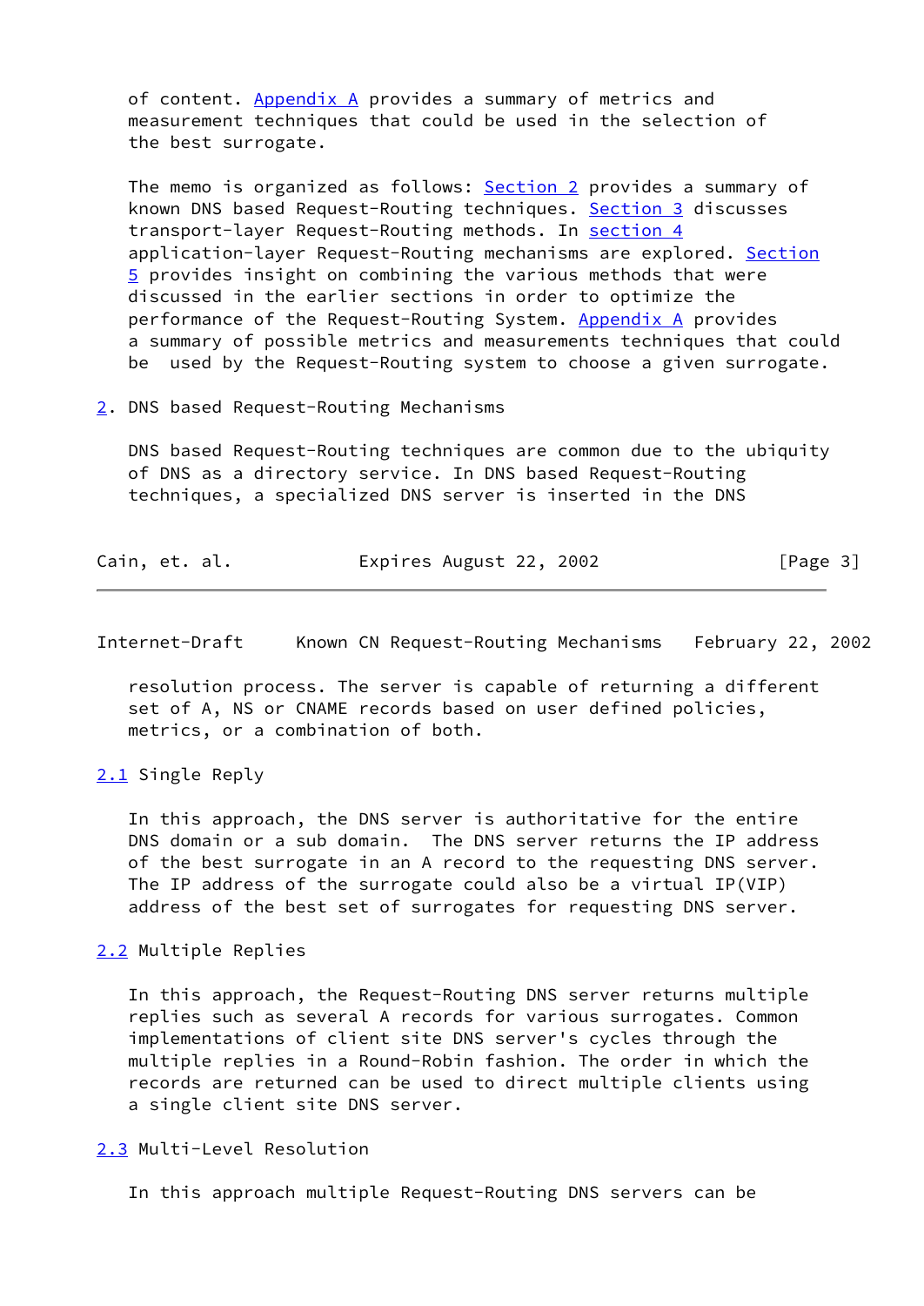of content. Appendix A provides a summary of metrics and measurement techniques that could be used in the selection of the best surrogate.

The memo is organized as follows: Section 2 provides a summary of known DNS based Request-Routing techniques. Section 3 discusses transport-layer Request-Routing methods. In section 4 application-layer Request-Routing mechanisms are explored. Section 5 provides insight on combining the various methods that were discussed in the earlier sections in order to optimize the performance of the Request-Routing System. Appendix A provides a summary of possible metrics and measurements techniques that could be used by the Request-Routing system to choose a given surrogate.

## 2. DNS based Request-Routing Mechanisms

DNS based Request-Routing techniques are common due to the ubiquity of DNS as a directory service. In DNS based Request-Routing techniques, a specialized DNS server is inserted in the DNS resolution process. The server is capable of returning a different set of A, NS or CNAME records based on user defined policies, metrics, or a combination of both.

### 2.1 Single Reply

In this approach, the DNS server is authoritative for the entire DNS domain or a sub domain. The DNS server returns the IP address of the best surrogate in an A record to the requesting DNS server. The IP address of the surrogate could also be a virtual IP(VIP) address of the best set of surrogates for requesting DNS server.

### 2.2 Multiple Replies

In this approach, the Request-Routing DNS server returns multiple replies such as several A records for various surrogates. Common implementations of client site DNS server's cycles through the multiple replies in a Round-Robin fashion. The order in which the records are returned can be used to direct multiple clients using a single client site DNS server.

### 2.3 Multi-Level Resolution

In this approach multiple Request-Routing DNS servers can be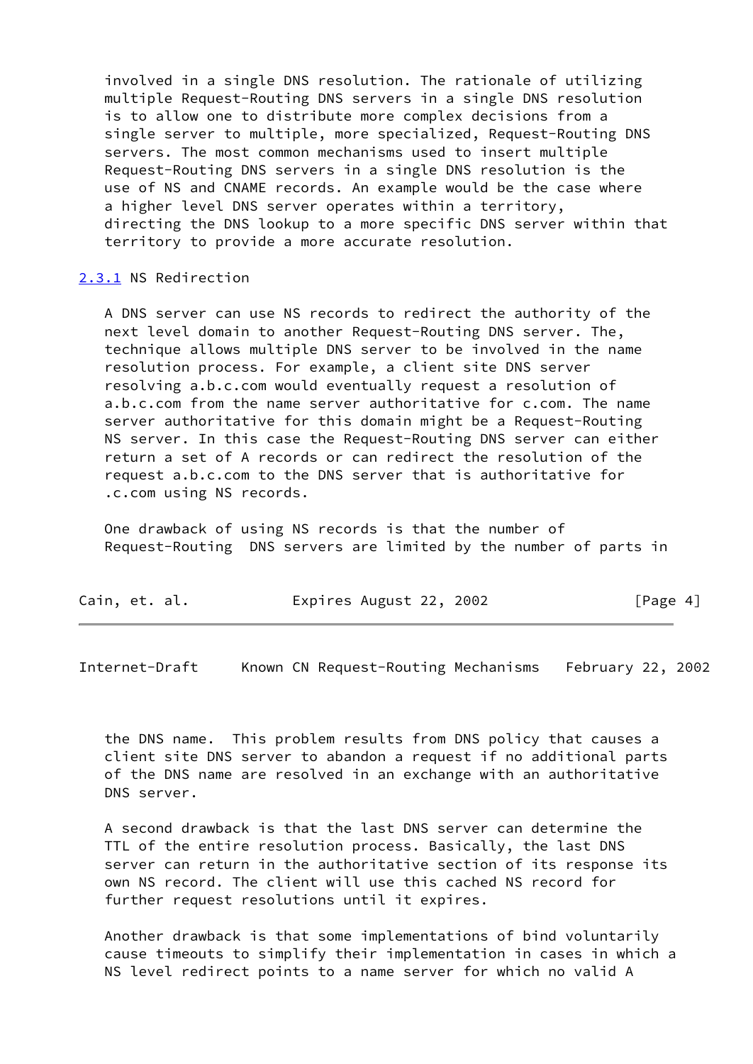involved in a single DNS resolution. The rationale of utilizing multiple Request-Routing DNS servers in a single DNS resolution is to allow one to distribute more complex decisions from a single server to multiple, more specialized, Request-Routing DNS servers. The most common mechanisms used to insert multiple Request-Routing DNS servers in a single DNS resolution is the use of NS and CNAME records. An example would be the case where a higher level DNS server operates within a territory, directing the DNS lookup to a more specific DNS server within that territory to provide a more accurate resolution.

### 2.3.1 NS Redirection

A DNS server can use NS records to redirect the authority of the next level domain to another Request-Routing DNS server. The, technique allows multiple DNS server to be involved in the name resolution process. For example, a client site DNS server resolving a.b.c.com would eventually request a resolution of a.b.c.com from the name server authoritative for c.com. The name server authoritative for this domain might be a Request-Routing NS server. In this case the Request-Routing DNS server can either return a set of A records or can redirect the resolution of the request a.b.c.com to the DNS server that is authoritative for .c.com using NS records.

One drawback of using NS records is that the number of Request-Routing DNS servers are limited by the number of parts in the DNS name. This problem results from DNS policy that causes a client site DNS server to abandon a request if no additional parts of the DNS name are resolved in an exchange with an authoritative DNS server.

A second drawback is that the last DNS server can determine the TTL of the entire resolution process. Basically, the last DNS server can return in the authoritative section of its response its own NS record. The client will use this cached NS record for further request resolutions until it expires.

Another drawback is that some implementations of bind voluntarily cause timeouts to simplify their implementation in cases in which a NS level redirect points to a name server for which no valid A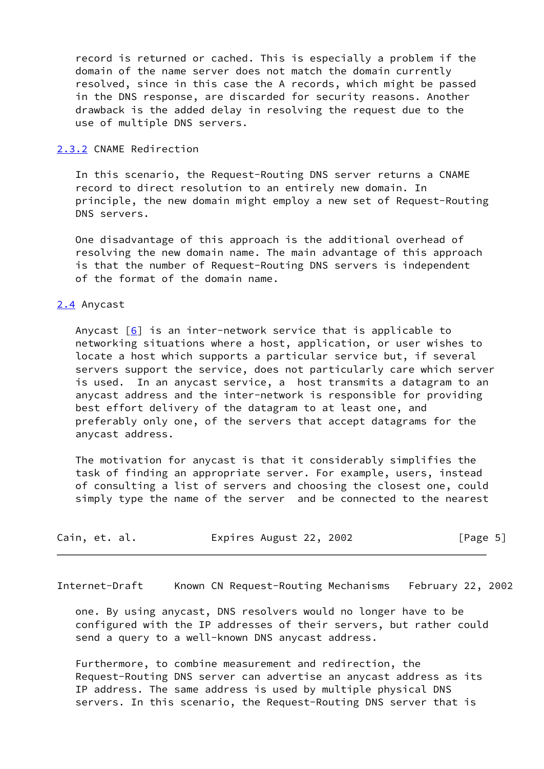record is returned or cached. This is especially a problem if the domain of the name server does not match the domain currently resolved, since in this case the A records, which might be passed in the DNS response, are discarded for security reasons. Another drawback is the added delay in resolving the request due to the use of multiple DNS servers.

### 2.3.2 CNAME Redirection

In this scenario, the Request-Routing DNS server returns a CNAME record to direct resolution to an entirely new domain. In principle, the new domain might employ a new set of Request-Routing DNS servers.

One disadvantage of this approach is the additional overhead of resolving the new domain name. The main advantage of this approach is that the number of Request-Routing DNS servers is independent of the format of the domain name.

## 2.4 Anycast

Anycast [6] is an inter-network service that is applicable to networking situations where a host, application, or user wishes to locate a host which supports a particular service but, if several servers support the service, does not particularly care which server is used. In an anycast service, a host transmits a datagram to an anycast address and the inter-network is responsible for providing best effort delivery of the datagram to at least one, and preferably only one, of the servers that accept datagrams for the anycast address.

The motivation for anycast is that it considerably simplifies the task of finding an appropriate server. For example, users, instead of consulting a list of servers and choosing the closest one, could simply type the name of the server and be connected to the nearest one. By using anycast, DNS resolvers would no longer have to be configured with the IP addresses of their servers, but rather could send a query to a well-known DNS anycast address.

Furthermore, to combine measurement and redirection, the Request-Routing DNS server can advertise an anycast address as its IP address. The same address is used by multiple physical DNS servers. In this scenario, the Request-Routing DNS server that is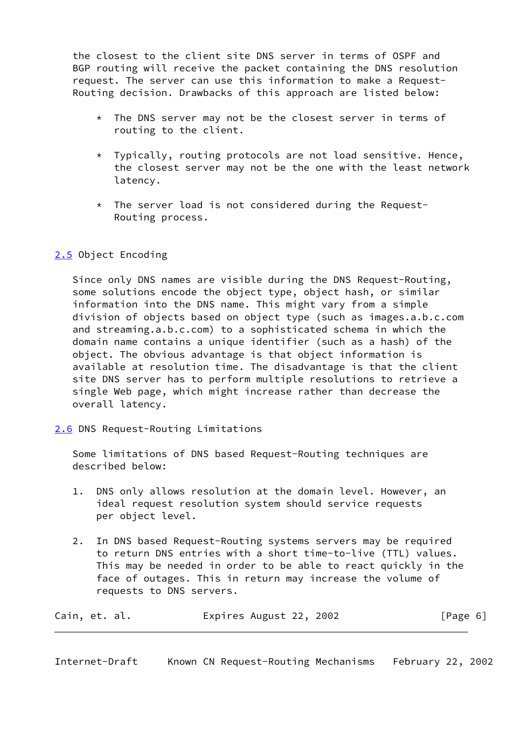the closest to the client site DNS server in terms of OSPF and BGP routing will receive the packet containing the DNS resolution request. The server can use this information to make a Request-Routing decision. Drawbacks of this approach are listed below:

* The DNS server may not be the closest server in terms of routing to the client.

* Typically, routing protocols are not load sensitive. Hence, the closest server may not be the one with the least network latency.

* The server load is not considered during the Request-Routing process.

## 2.5 Object Encoding

Since only DNS names are visible during the DNS Request-Routing, some solutions encode the object type, object hash, or similar information into the DNS name. This might vary from a simple division of objects based on object type (such as images.a.b.c.com and streaming.a.b.c.com) to a sophisticated schema in which the domain name contains a unique identifier (such as a hash) of the object. The obvious advantage is that object information is available at resolution time. The disadvantage is that the client site DNS server has to perform multiple resolutions to retrieve a single Web page, which might increase rather than decrease the overall latency.

## 2.6 DNS Request-Routing Limitations

Some limitations of DNS based Request-Routing techniques are described below:

1. DNS only allows resolution at the domain level. However, an ideal request resolution system should service requests per object level.

2. In DNS based Request-Routing systems servers may be required to return DNS entries with a short time-to-live (TTL) values. This may be needed in order to be able to react quickly in the face of outages. This in return may increase the volume of requests to DNS servers.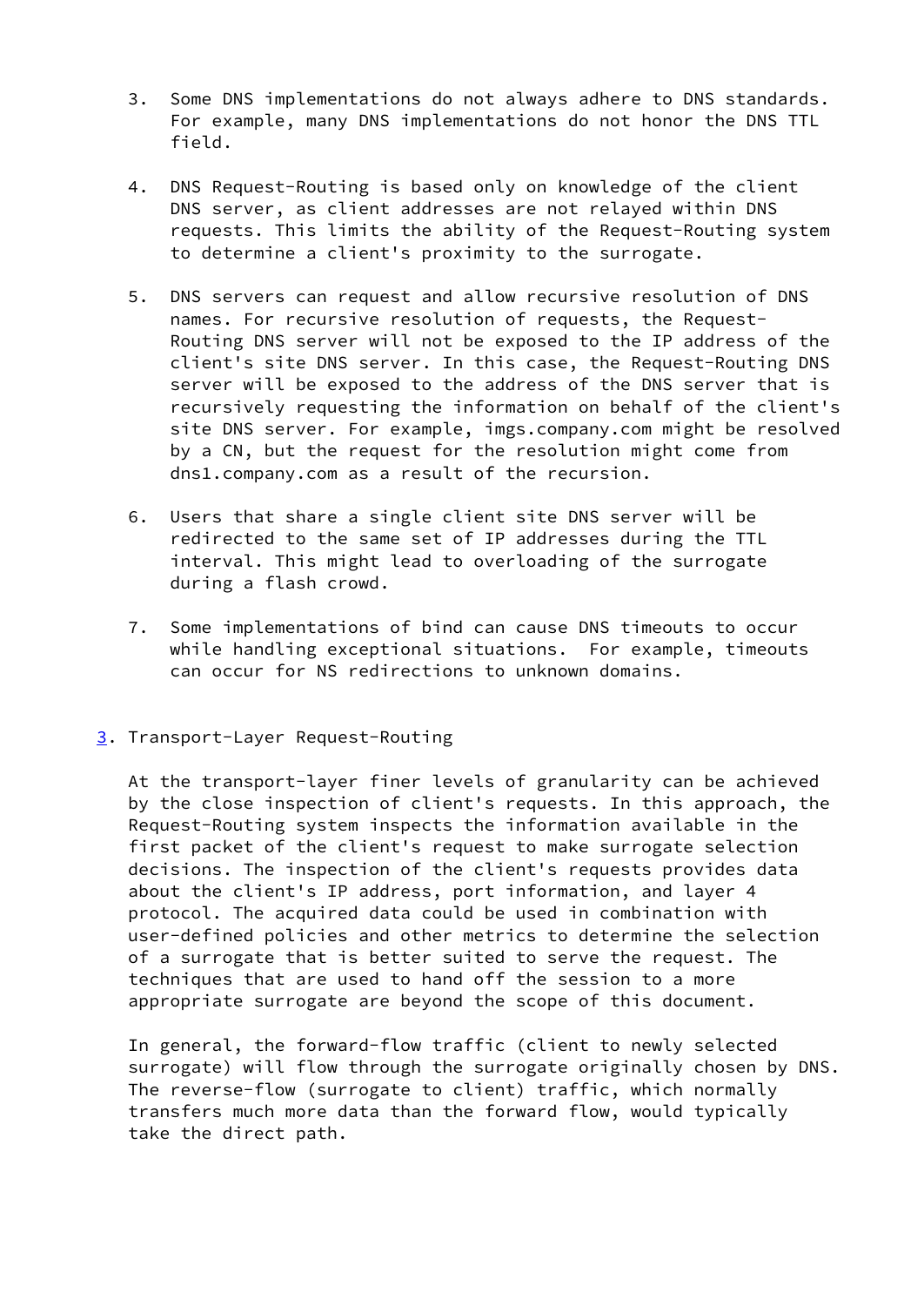3. Some DNS implementations do not always adhere to DNS standards. For example, many DNS implementations do not honor the DNS TTL field.

4. DNS Request-Routing is based only on knowledge of the client DNS server, as client addresses are not relayed within DNS requests. This limits the ability of the Request-Routing system to determine a client's proximity to the surrogate.

5. DNS servers can request and allow recursive resolution of DNS names. For recursive resolution of requests, the Request-Routing DNS server will not be exposed to the IP address of the client's site DNS server. In this case, the Request-Routing DNS server will be exposed to the address of the DNS server that is recursively requesting the information on behalf of the client's site DNS server. For example, imgs.company.com might be resolved by a CN, but the request for the resolution might come from dns1.company.com as a result of the recursion.

6. Users that share a single client site DNS server will be redirected to the same set of IP addresses during the TTL interval. This might lead to overloading of the surrogate during a flash crowd.

7. Some implementations of bind can cause DNS timeouts to occur while handling exceptional situations. For example, timeouts can occur for NS redirections to unknown domains.

## 3. Transport-Layer Request-Routing

At the transport-layer finer levels of granularity can be achieved by the close inspection of client's requests. In this approach, the Request-Routing system inspects the information available in the first packet of the client's request to make surrogate selection decisions. The inspection of the client's requests provides data about the client's IP address, port information, and layer 4 protocol. The acquired data could be used in combination with user-defined policies and other metrics to determine the selection of a surrogate that is better suited to serve the request. The techniques that are used to hand off the session to a more appropriate surrogate are beyond the scope of this document.

In general, the forward-flow traffic (client to newly selected surrogate) will flow through the surrogate originally chosen by DNS. The reverse-flow (surrogate to client) traffic, which normally transfers much more data than the forward flow, would typically take the direct path.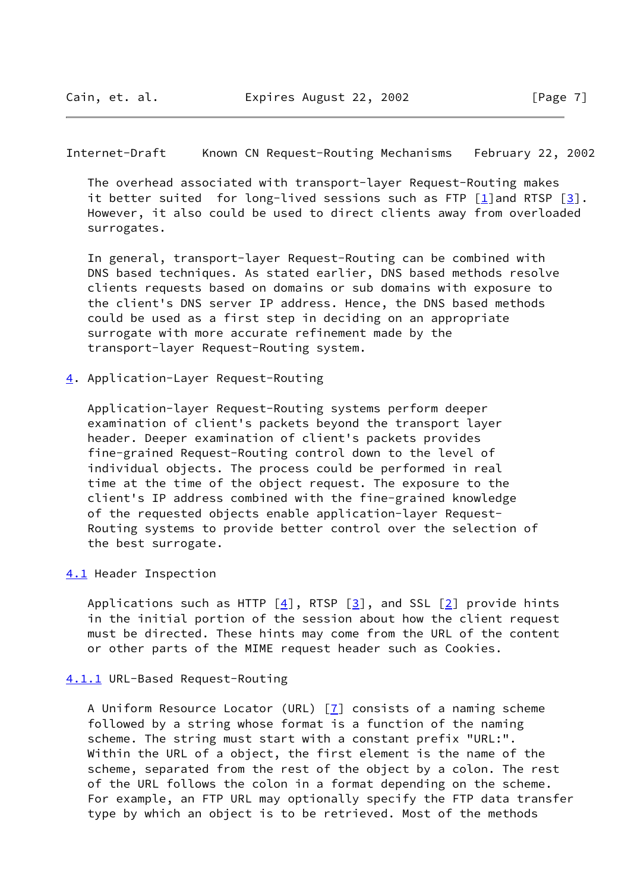The overhead associated with transport-layer Request-Routing makes it better suited for long-lived sessions such as FTP [1]and RTSP [3]. However, it also could be used to direct clients away from overloaded surrogates.

In general, transport-layer Request-Routing can be combined with DNS based techniques. As stated earlier, DNS based methods resolve clients requests based on domains or sub domains with exposure to the client's DNS server IP address. Hence, the DNS based methods could be used as a first step in deciding on an appropriate surrogate with more accurate refinement made by the transport-layer Request-Routing system.

## 4. Application-Layer Request-Routing

Application-layer Request-Routing systems perform deeper examination of client's packets beyond the transport layer header. Deeper examination of client's packets provides fine-grained Request-Routing control down to the level of individual objects. The process could be performed in real time at the time of the object request. The exposure to the client's IP address combined with the fine-grained knowledge of the requested objects enable application-layer Request-Routing systems to provide better control over the selection of the best surrogate.

### 4.1 Header Inspection

Applications such as HTTP [4], RTSP [3], and SSL [2] provide hints in the initial portion of the session about how the client request must be directed. These hints may come from the URL of the content or other parts of the MIME request header such as Cookies.

#### 4.1.1 URL-Based Request-Routing

A Uniform Resource Locator (URL) [7] consists of a naming scheme followed by a string whose format is a function of the naming scheme. The string must start with a constant prefix "URL:". Within the URL of a object, the first element is the name of the scheme, separated from the rest of the object by a colon. The rest of the URL follows the colon in a format depending on the scheme. For example, an FTP URL may optionally specify the FTP data transfer type by which an object is to be retrieved. Most of the methods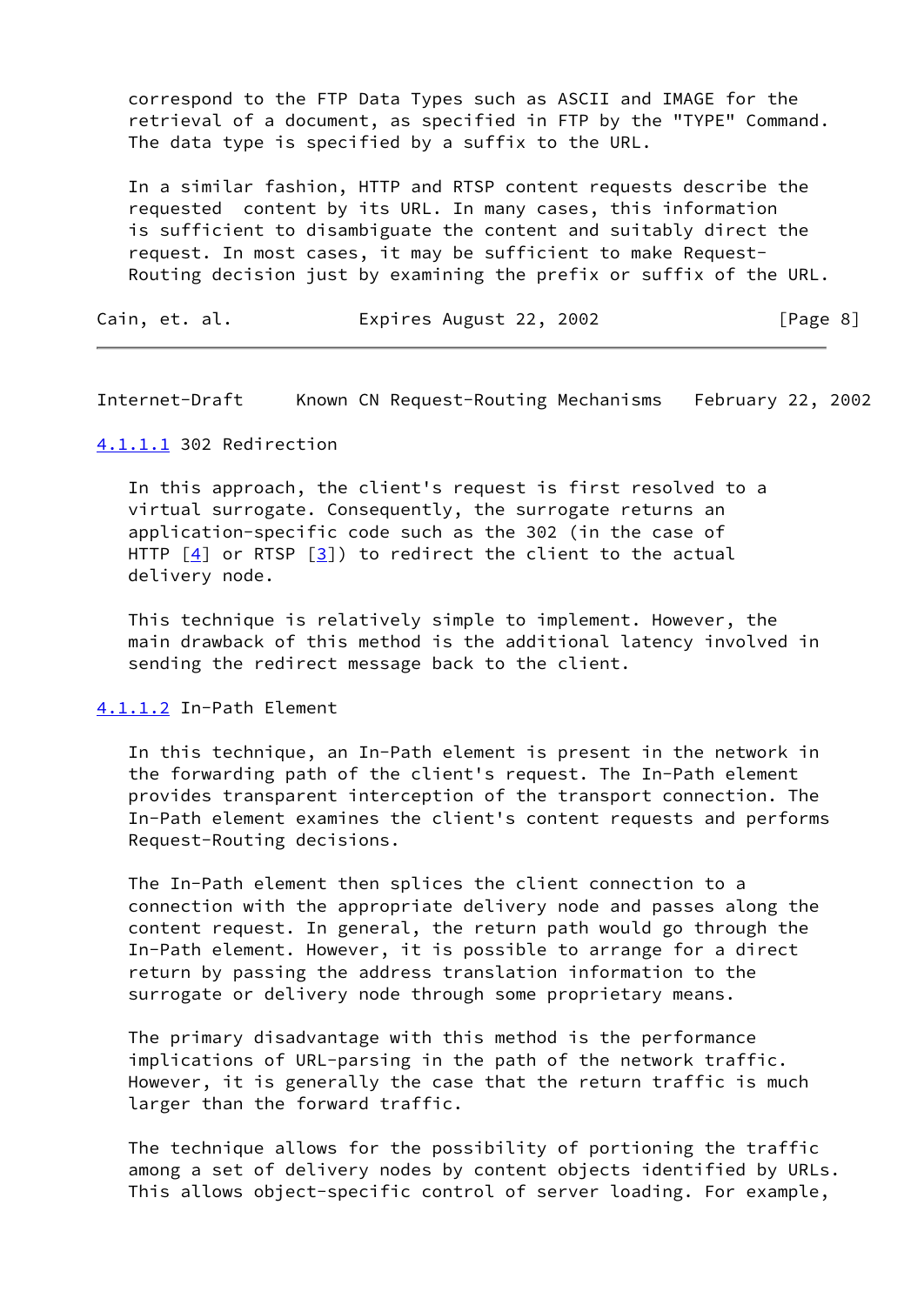correspond to the FTP Data Types such as ASCII and IMAGE for the retrieval of a document, as specified in FTP by the "TYPE" Command. The data type is specified by a suffix to the URL.

In a similar fashion, HTTP and RTSP content requests describe the requested content by its URL. In many cases, this information is sufficient to disambiguate the content and suitably direct the request. In most cases, it may be sufficient to make Request-Routing decision just by examining the prefix or suffix of the URL.

#### 4.1.1.1 302 Redirection

In this approach, the client's request is first resolved to a virtual surrogate. Consequently, the surrogate returns an application-specific code such as the 302 (in the case of HTTP [4] or RTSP [3]) to redirect the client to the actual delivery node.

This technique is relatively simple to implement. However, the main drawback of this method is the additional latency involved in sending the redirect message back to the client.

#### 4.1.1.2 In-Path Element

In this technique, an In-Path element is present in the network in the forwarding path of the client's request. The In-Path element provides transparent interception of the transport connection. The In-Path element examines the client's content requests and performs Request-Routing decisions.

The In-Path element then splices the client connection to a connection with the appropriate delivery node and passes along the content request. In general, the return path would go through the In-Path element. However, it is possible to arrange for a direct return by passing the address translation information to the surrogate or delivery node through some proprietary means.

The primary disadvantage with this method is the performance implications of URL-parsing in the path of the network traffic. However, it is generally the case that the return traffic is much larger than the forward traffic.

The technique allows for the possibility of portioning the traffic among a set of delivery nodes by content objects identified by URLs. This allows object-specific control of server loading. For example,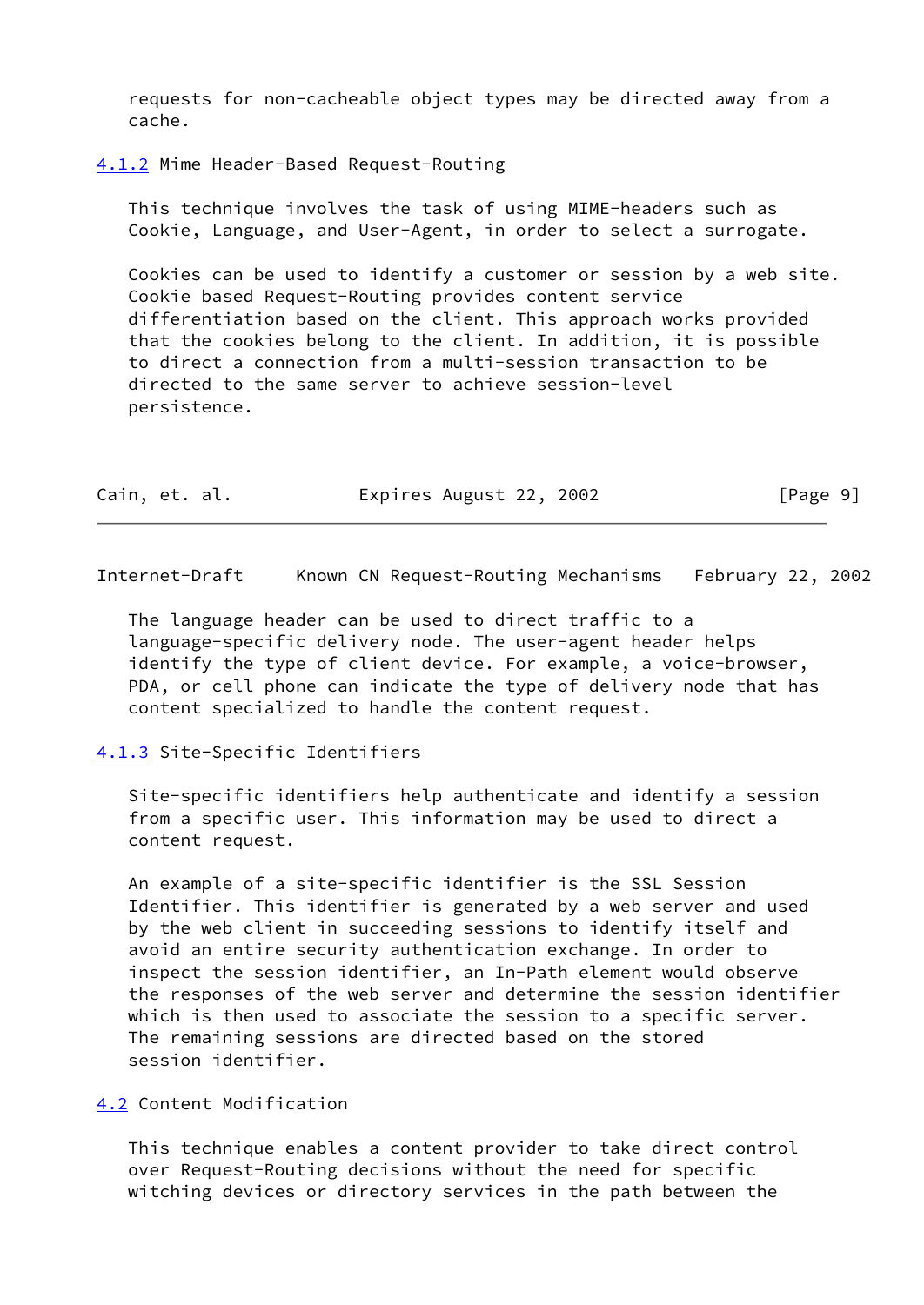requests for non-cacheable object types may be directed away from a cache.

### 4.1.2 Mime Header-Based Request-Routing

This technique involves the task of using MIME-headers such as Cookie, Language, and User-Agent, in order to select a surrogate.

Cookies can be used to identify a customer or session by a web site. Cookie based Request-Routing provides content service differentiation based on the client. This approach works provided that the cookies belong to the client. In addition, it is possible to direct a connection from a multi-session transaction to be directed to the same server to achieve session-level persistence.

The language header can be used to direct traffic to a language-specific delivery node. The user-agent header helps identify the type of client device. For example, a voice-browser, PDA, or cell phone can indicate the type of delivery node that has content specialized to handle the content request.

### 4.1.3 Site-Specific Identifiers

Site-specific identifiers help authenticate and identify a session from a specific user. This information may be used to direct a content request.

An example of a site-specific identifier is the SSL Session Identifier. This identifier is generated by a web server and used by the web client in succeeding sessions to identify itself and avoid an entire security authentication exchange. In order to inspect the session identifier, an In-Path element would observe the responses of the web server and determine the session identifier which is then used to associate the session to a specific server. The remaining sessions are directed based on the stored session identifier.

## 4.2 Content Modification

This technique enables a content provider to take direct control over Request-Routing decisions without the need for specific witching devices or directory services in the path between the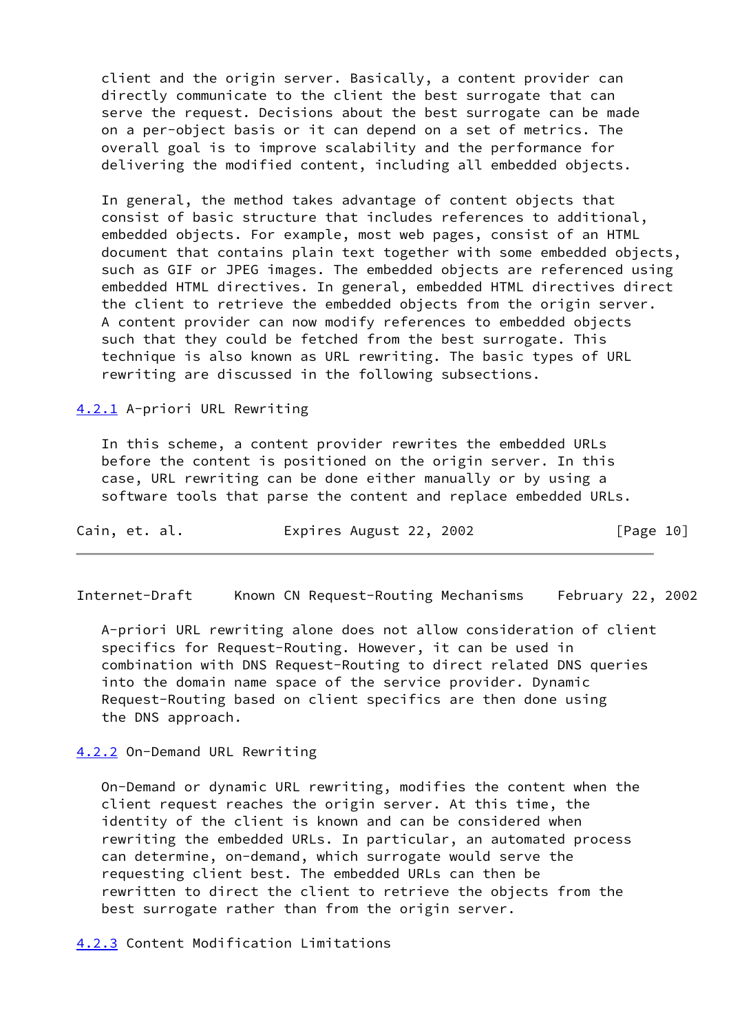client and the origin server. Basically, a content provider can directly communicate to the client the best surrogate that can serve the request. Decisions about the best surrogate can be made on a per-object basis or it can depend on a set of metrics. The overall goal is to improve scalability and the performance for delivering the modified content, including all embedded objects.

In general, the method takes advantage of content objects that consist of basic structure that includes references to additional, embedded objects. For example, most web pages, consist of an HTML document that contains plain text together with some embedded objects, such as GIF or JPEG images. The embedded objects are referenced using embedded HTML directives. In general, embedded HTML directives direct the client to retrieve the embedded objects from the origin server. A content provider can now modify references to embedded objects such that they could be fetched from the best surrogate. This technique is also known as URL rewriting. The basic types of URL rewriting are discussed in the following subsections.

### 4.2.1 A-priori URL Rewriting

In this scheme, a content provider rewrites the embedded URLs before the content is positioned on the origin server. In this case, URL rewriting can be done either manually or by using a software tools that parse the content and replace embedded URLs.

A-priori URL rewriting alone does not allow consideration of client specifics for Request-Routing. However, it can be used in combination with DNS Request-Routing to direct related DNS queries into the domain name space of the service provider. Dynamic Request-Routing based on client specifics are then done using the DNS approach.

### 4.2.2 On-Demand URL Rewriting

On-Demand or dynamic URL rewriting, modifies the content when the client request reaches the origin server. At this time, the identity of the client is known and can be considered when rewriting the embedded URLs. In particular, an automated process can determine, on-demand, which surrogate would serve the requesting client best. The embedded URLs can then be rewritten to direct the client to retrieve the objects from the best surrogate rather than from the origin server.

### 4.2.3 Content Modification Limitations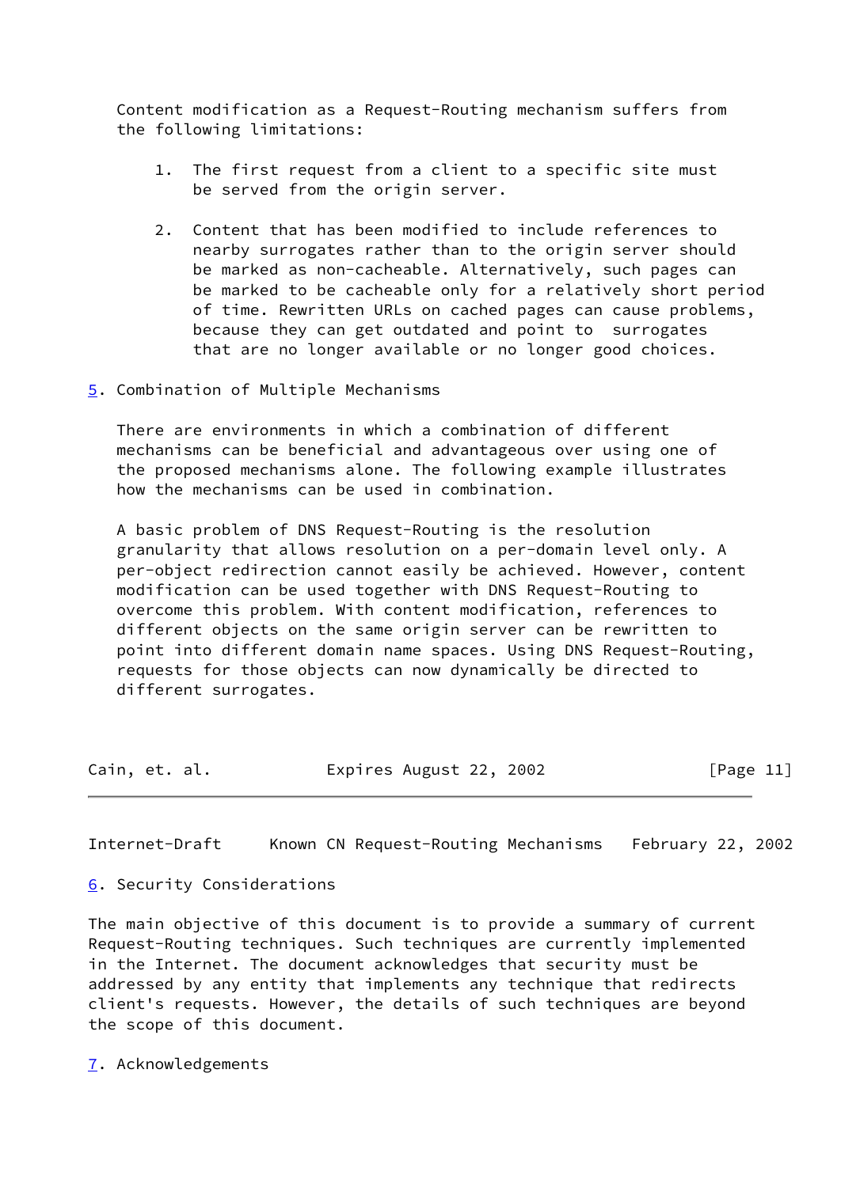Content modification as a Request-Routing mechanism suffers from the following limitations:

1. The first request from a client to a specific site must be served from the origin server.

2. Content that has been modified to include references to nearby surrogates rather than to the origin server should be marked as non-cacheable. Alternatively, such pages can be marked to be cacheable only for a relatively short period of time. Rewritten URLs on cached pages can cause problems, because they can get outdated and point to surrogates that are no longer available or no longer good choices.

## 5. Combination of Multiple Mechanisms

There are environments in which a combination of different mechanisms can be beneficial and advantageous over using one of the proposed mechanisms alone. The following example illustrates how the mechanisms can be used in combination.

A basic problem of DNS Request-Routing is the resolution granularity that allows resolution on a per-domain level only. A per-object redirection cannot easily be achieved. However, content modification can be used together with DNS Request-Routing to overcome this problem. With content modification, references to different objects on the same origin server can be rewritten to point into different domain name spaces. Using DNS Request-Routing, requests for those objects can now dynamically be directed to different surrogates.

## 6. Security Considerations

The main objective of this document is to provide a summary of current Request-Routing techniques. Such techniques are currently implemented in the Internet. The document acknowledges that security must be addressed by any entity that implements any technique that redirects client's requests. However, the details of such techniques are beyond the scope of this document.

## 7. Acknowledgements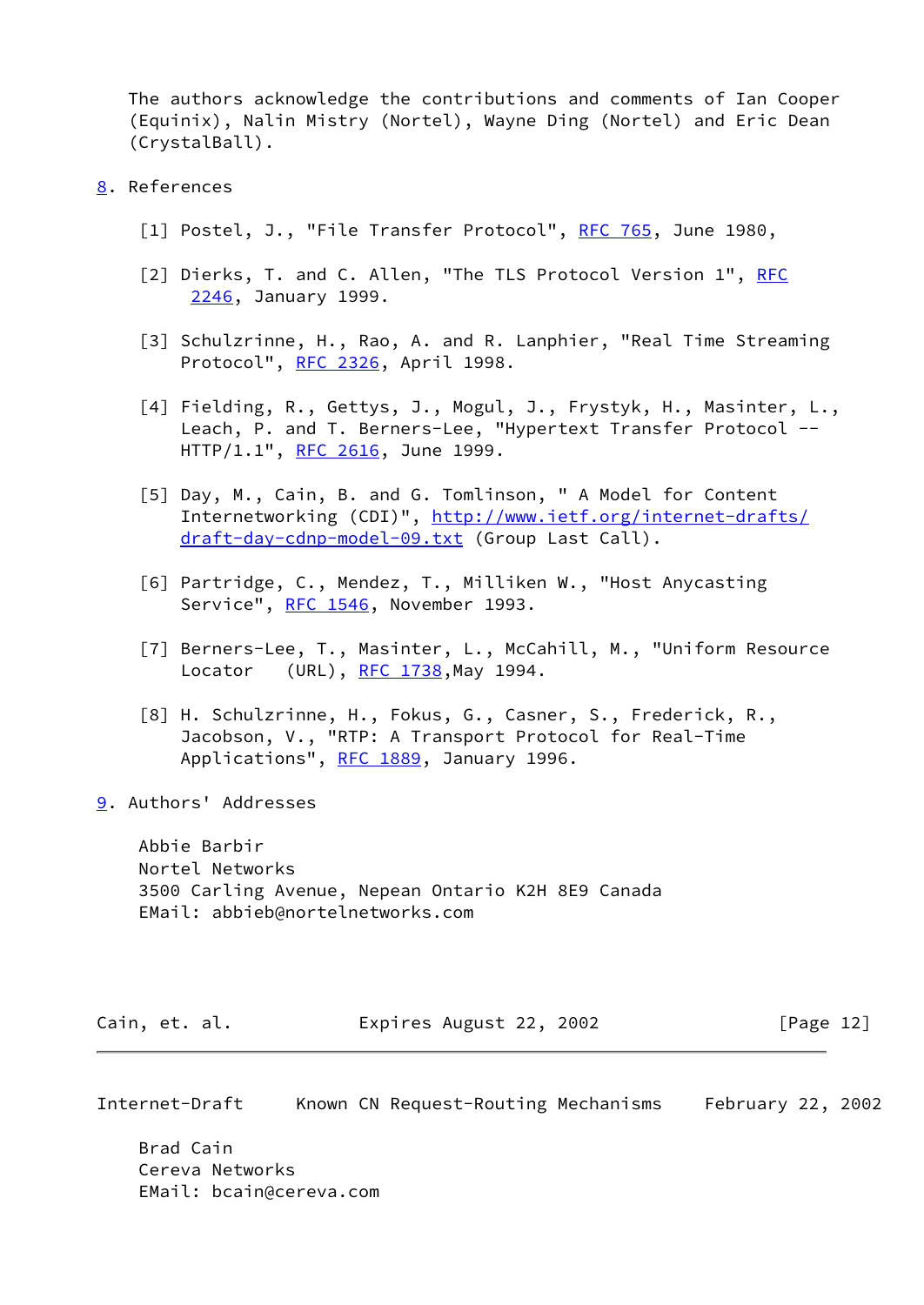The authors acknowledge the contributions and comments of Ian Cooper (Equinix), Nalin Mistry (Nortel), Wayne Ding (Nortel) and Eric Dean (CrystalBall).

## 8. References

[1] Postel, J., "File Transfer Protocol", RFC 765, June 1980,

[2] Dierks, T. and C. Allen, "The TLS Protocol Version 1", RFC 2246, January 1999.

[3] Schulzrinne, H., Rao, A. and R. Lanphier, "Real Time Streaming Protocol", RFC 2326, April 1998.

[4] Fielding, R., Gettys, J., Mogul, J., Frystyk, H., Masinter, L., Leach, P. and T. Berners-Lee, "Hypertext Transfer Protocol -- HTTP/1.1", RFC 2616, June 1999.

[5] Day, M., Cain, B. and G. Tomlinson, " A Model for Content Internetworking (CDI)", http://www.ietf.org/internet-drafts/draft-day-cdnp-model-09.txt (Group Last Call).

[6] Partridge, C., Mendez, T., Milliken W., "Host Anycasting Service", RFC 1546, November 1993.

[7] Berners-Lee, T., Masinter, L., McCahill, M., "Uniform Resource Locator   (URL), RFC 1738,May 1994.

[8] H. Schulzrinne, H., Fokus, G., Casner, S., Frederick, R., Jacobson, V., "RTP: A Transport Protocol for Real-Time Applications", RFC 1889, January 1996.

## 9. Authors' Addresses

Abbie Barbir
Nortel Networks
3500 Carling Avenue, Nepean Ontario K2H 8E9 Canada
EMail: abbieb@nortelnetworks.com

Brad Cain
Cereva Networks
EMail: bcain@cereva.com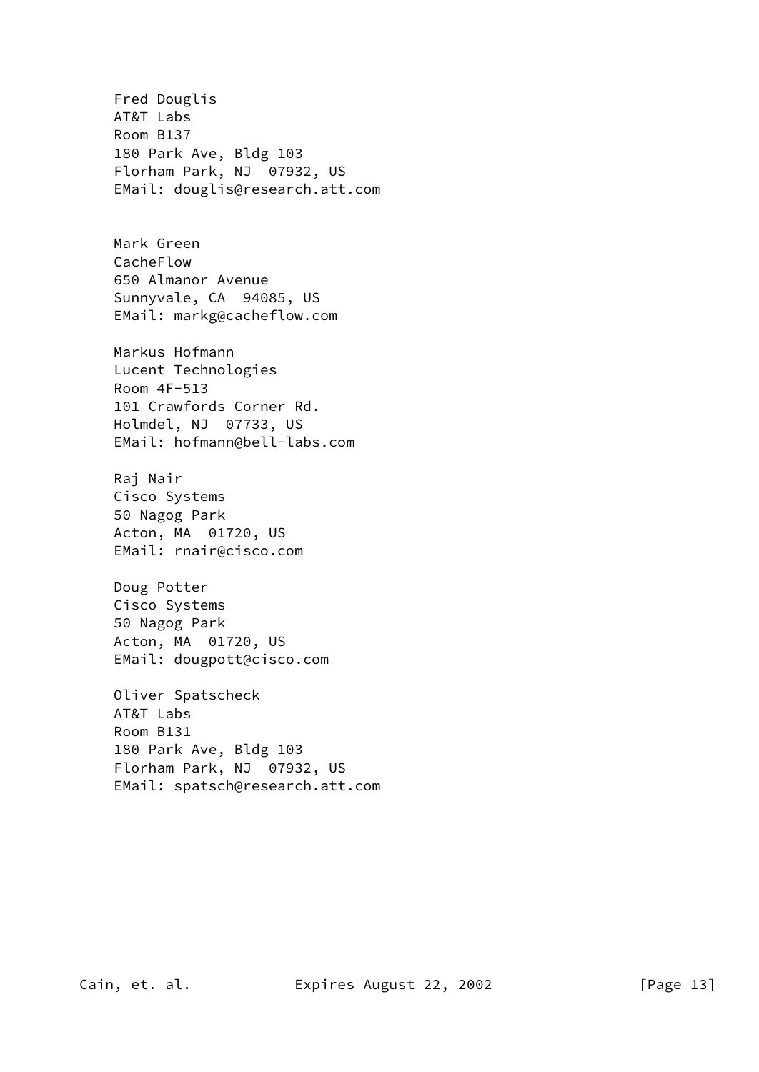Fred Douglis
AT&T Labs
Room B137
180 Park Ave, Bldg 103
Florham Park, NJ  07932, US
EMail: douglis@research.att.com

Mark Green
CacheFlow
650 Almanor Avenue
Sunnyvale, CA  94085, US
EMail: markg@cacheflow.com

Markus Hofmann
Lucent Technologies
Room 4F-513
101 Crawfords Corner Rd.
Holmdel, NJ  07733, US
EMail: hofmann@bell-labs.com

Raj Nair
Cisco Systems
50 Nagog Park
Acton, MA  01720, US
EMail: rnair@cisco.com

Doug Potter
Cisco Systems
50 Nagog Park
Acton, MA  01720, US
EMail: dougpott@cisco.com

Oliver Spatscheck
AT&T Labs
Room B131
180 Park Ave, Bldg 103
Florham Park, NJ  07932, US
EMail: spatsch@research.att.com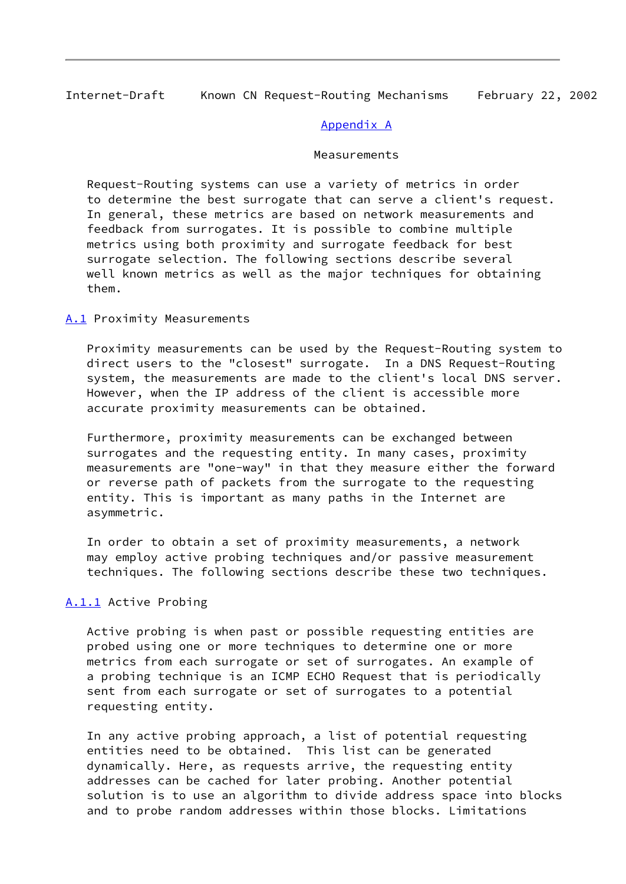## Appendix A

## Measurements

Request-Routing systems can use a variety of metrics in order to determine the best surrogate that can serve a client's request. In general, these metrics are based on network measurements and feedback from surrogates. It is possible to combine multiple metrics using both proximity and surrogate feedback for best surrogate selection. The following sections describe several well known metrics as well as the major techniques for obtaining them.

### A.1 Proximity Measurements

Proximity measurements can be used by the Request-Routing system to direct users to the "closest" surrogate. In a DNS Request-Routing system, the measurements are made to the client's local DNS server. However, when the IP address of the client is accessible more accurate proximity measurements can be obtained.

Furthermore, proximity measurements can be exchanged between surrogates and the requesting entity. In many cases, proximity measurements are "one-way" in that they measure either the forward or reverse path of packets from the surrogate to the requesting entity. This is important as many paths in the Internet are asymmetric.

In order to obtain a set of proximity measurements, a network may employ active probing techniques and/or passive measurement techniques. The following sections describe these two techniques.

#### A.1.1 Active Probing

Active probing is when past or possible requesting entities are probed using one or more techniques to determine one or more metrics from each surrogate or set of surrogates. An example of a probing technique is an ICMP ECHO Request that is periodically sent from each surrogate or set of surrogates to a potential requesting entity.

In any active probing approach, a list of potential requesting entities need to be obtained. This list can be generated dynamically. Here, as requests arrive, the requesting entity addresses can be cached for later probing. Another potential solution is to use an algorithm to divide address space into blocks and to probe random addresses within those blocks. Limitations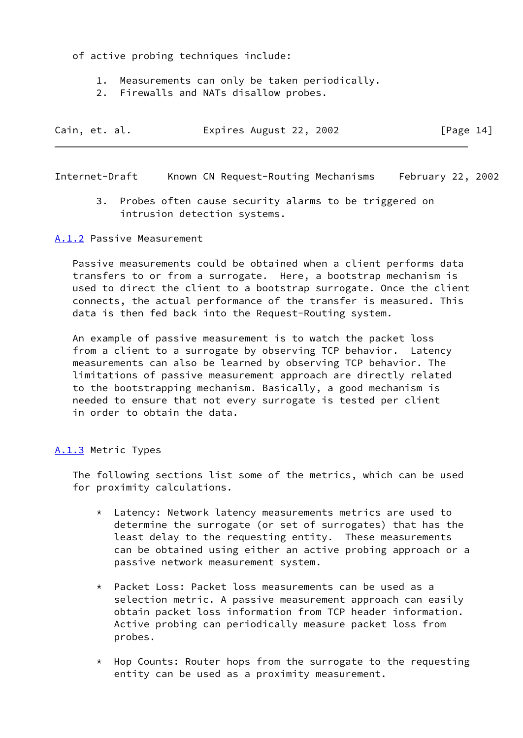of active probing techniques include:

1. Measurements can only be taken periodically.
2. Firewalls and NATs disallow probes.
3. Probes often cause security alarms to be triggered on intrusion detection systems.

### A.1.2 Passive Measurement

Passive measurements could be obtained when a client performs data transfers to or from a surrogate. Here, a bootstrap mechanism is used to direct the client to a bootstrap surrogate. Once the client connects, the actual performance of the transfer is measured. This data is then fed back into the Request-Routing system.

An example of passive measurement is to watch the packet loss from a client to a surrogate by observing TCP behavior. Latency measurements can also be learned by observing TCP behavior. The limitations of passive measurement approach are directly related to the bootstrapping mechanism. Basically, a good mechanism is needed to ensure that not every surrogate is tested per client in order to obtain the data.

### A.1.3 Metric Types

The following sections list some of the metrics, which can be used for proximity calculations.

* Latency: Network latency measurements metrics are used to determine the surrogate (or set of surrogates) that has the least delay to the requesting entity. These measurements can be obtained using either an active probing approach or a passive network measurement system.

* Packet Loss: Packet loss measurements can be used as a selection metric. A passive measurement approach can easily obtain packet loss information from TCP header information. Active probing can periodically measure packet loss from probes.

* Hop Counts: Router hops from the surrogate to the requesting entity can be used as a proximity measurement.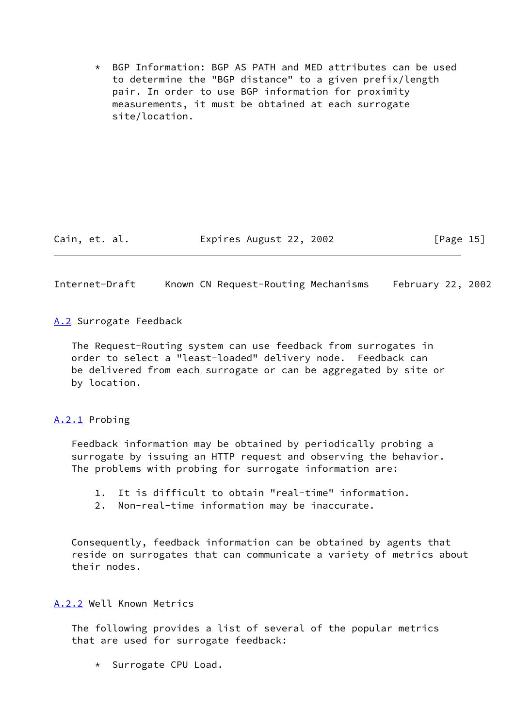* BGP Information: BGP AS PATH and MED attributes can be used to determine the "BGP distance" to a given prefix/length pair. In order to use BGP information for proximity measurements, it must be obtained at each surrogate site/location.

### A.2 Surrogate Feedback

The Request-Routing system can use feedback from surrogates in order to select a "least-loaded" delivery node. Feedback can be delivered from each surrogate or can be aggregated by site or by location.

#### A.2.1 Probing

Feedback information may be obtained by periodically probing a surrogate by issuing an HTTP request and observing the behavior. The problems with probing for surrogate information are:

1. It is difficult to obtain "real-time" information.
2. Non-real-time information may be inaccurate.

Consequently, feedback information can be obtained by agents that reside on surrogates that can communicate a variety of metrics about their nodes.

#### A.2.2 Well Known Metrics

The following provides a list of several of the popular metrics that are used for surrogate feedback:

* Surrogate CPU Load.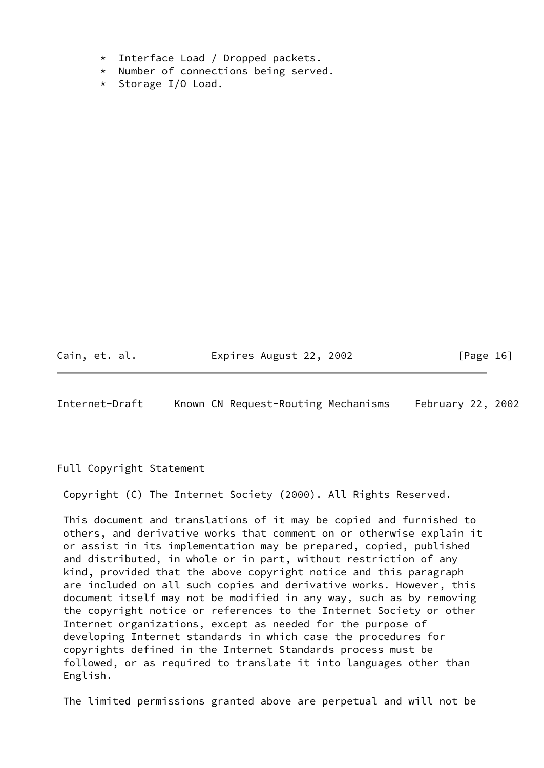* Interface Load / Dropped packets.
* Number of connections being served.
* Storage I/O Load.

## Full Copyright Statement

Copyright (C) The Internet Society (2000). All Rights Reserved.

This document and translations of it may be copied and furnished to others, and derivative works that comment on or otherwise explain it or assist in its implementation may be prepared, copied, published and distributed, in whole or in part, without restriction of any kind, provided that the above copyright notice and this paragraph are included on all such copies and derivative works. However, this document itself may not be modified in any way, such as by removing the copyright notice or references to the Internet Society or other Internet organizations, except as needed for the purpose of developing Internet standards in which case the procedures for copyrights defined in the Internet Standards process must be followed, or as required to translate it into languages other than English.

The limited permissions granted above are perpetual and will not be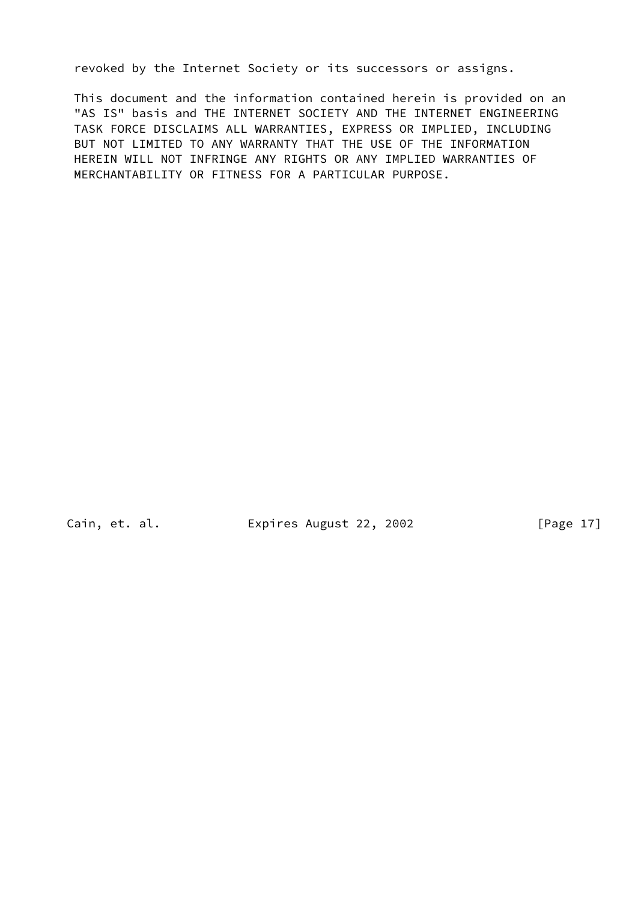revoked by the Internet Society or its successors or assigns.

This document and the information contained herein is provided on an "AS IS" basis and THE INTERNET SOCIETY AND THE INTERNET ENGINEERING TASK FORCE DISCLAIMS ALL WARRANTIES, EXPRESS OR IMPLIED, INCLUDING BUT NOT LIMITED TO ANY WARRANTY THAT THE USE OF THE INFORMATION HEREIN WILL NOT INFRINGE ANY RIGHTS OR ANY IMPLIED WARRANTIES OF MERCHANTABILITY OR FITNESS FOR A PARTICULAR PURPOSE.